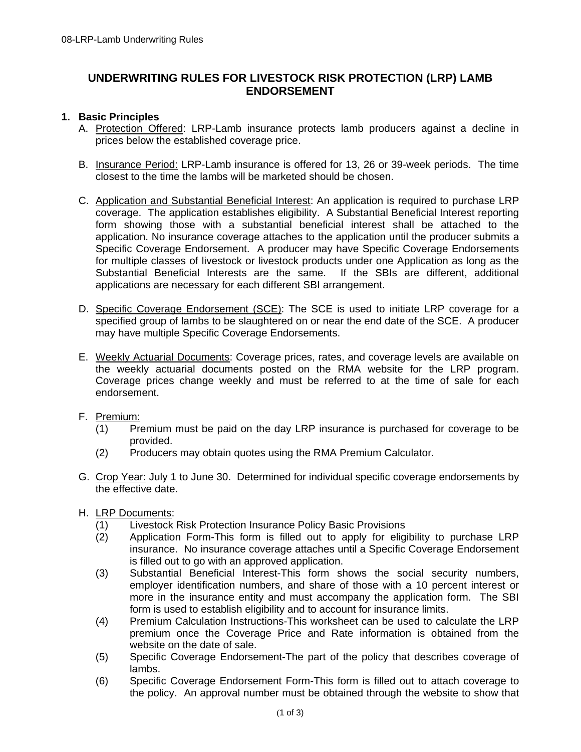# UNDERWRITING RULES FOR LIVESTOCK RISK PROTECTION (LRP) LAMB ENDORSEMENT

## 1. Basic Principles

A. Protection Offered: LRP-Lamb insurance protects lamb producers against a decline in prices below the established coverage price.

B. Insurance Period: LRP-Lamb insurance is offered for 13, 26 or 39-week periods. The time closest to the time the lambs will be marketed should be chosen.

C. Application and Substantial Beneficial Interest: An application is required to purchase LRP coverage. The application establishes eligibility. A Substantial Beneficial Interest reporting form showing those with a substantial beneficial interest shall be attached to the application. No insurance coverage attaches to the application until the producer submits a Specific Coverage Endorsement. A producer may have Specific Coverage Endorsements for multiple classes of livestock or livestock products under one Application as long as the Substantial Beneficial Interests are the same. If the SBIs are different, additional applications are necessary for each different SBI arrangement.

D. Specific Coverage Endorsement (SCE): The SCE is used to initiate LRP coverage for a specified group of lambs to be slaughtered on or near the end date of the SCE. A producer may have multiple Specific Coverage Endorsements.

E. Weekly Actuarial Documents: Coverage prices, rates, and coverage levels are available on the weekly actuarial documents posted on the RMA website for the LRP program. Coverage prices change weekly and must be referred to at the time of sale for each endorsement.

F. Premium:
   - (1) Premium must be paid on the day LRP insurance is purchased for coverage to be provided.
   - (2) Producers may obtain quotes using the RMA Premium Calculator.

G. Crop Year: July 1 to June 30. Determined for individual specific coverage endorsements by the effective date.

H. LRP Documents:
   - (1) Livestock Risk Protection Insurance Policy Basic Provisions
   - (2) Application Form-This form is filled out to apply for eligibility to purchase LRP insurance. No insurance coverage attaches until a Specific Coverage Endorsement is filled out to go with an approved application.
   - (3) Substantial Beneficial Interest-This form shows the social security numbers, employer identification numbers, and share of those with a 10 percent interest or more in the insurance entity and must accompany the application form. The SBI form is used to establish eligibility and to account for insurance limits.
   - (4) Premium Calculation Instructions-This worksheet can be used to calculate the LRP premium once the Coverage Price and Rate information is obtained from the website on the date of sale.
   - (5) Specific Coverage Endorsement-The part of the policy that describes coverage of lambs.
   - (6) Specific Coverage Endorsement Form-This form is filled out to attach coverage to the policy. An approval number must be obtained through the website to show that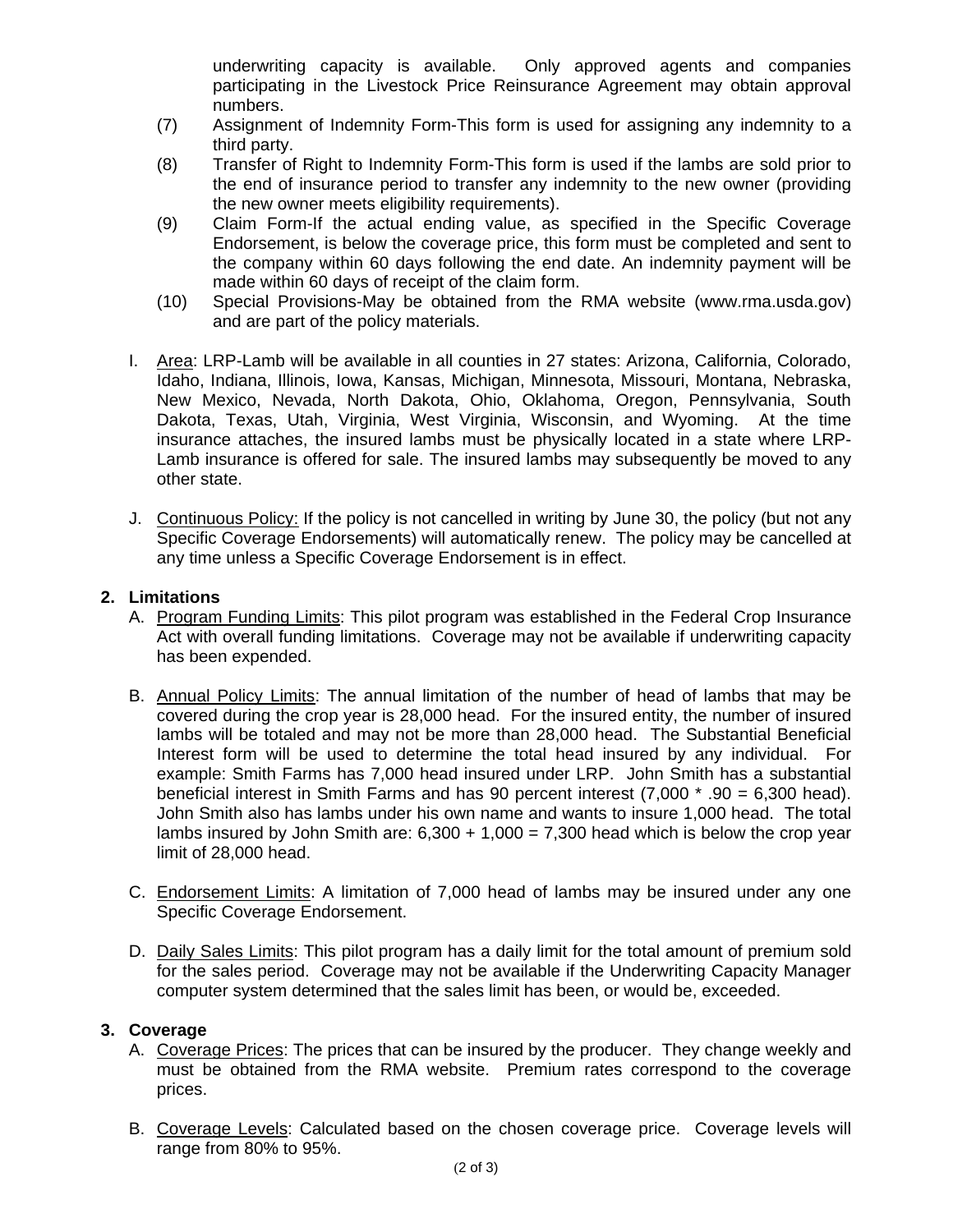underwriting capacity is available. Only approved agents and companies participating in the Livestock Price Reinsurance Agreement may obtain approval numbers.

(7) Assignment of Indemnity Form-This form is used for assigning any indemnity to a third party.

(8) Transfer of Right to Indemnity Form-This form is used if the lambs are sold prior to the end of insurance period to transfer any indemnity to the new owner (providing the new owner meets eligibility requirements).

(9) Claim Form-If the actual ending value, as specified in the Specific Coverage Endorsement, is below the coverage price, this form must be completed and sent to the company within 60 days following the end date. An indemnity payment will be made within 60 days of receipt of the claim form.

(10) Special Provisions-May be obtained from the RMA website (www.rma.usda.gov) and are part of the policy materials.

I. Area: LRP-Lamb will be available in all counties in 27 states: Arizona, California, Colorado, Idaho, Indiana, Illinois, Iowa, Kansas, Michigan, Minnesota, Missouri, Montana, Nebraska, New Mexico, Nevada, North Dakota, Ohio, Oklahoma, Oregon, Pennsylvania, South Dakota, Texas, Utah, Virginia, West Virginia, Wisconsin, and Wyoming. At the time insurance attaches, the insured lambs must be physically located in a state where LRP-Lamb insurance is offered for sale. The insured lambs may subsequently be moved to any other state.

J. Continuous Policy: If the policy is not cancelled in writing by June 30, the policy (but not any Specific Coverage Endorsements) will automatically renew. The policy may be cancelled at any time unless a Specific Coverage Endorsement is in effect.

## 2. Limitations

A. Program Funding Limits: This pilot program was established in the Federal Crop Insurance Act with overall funding limitations. Coverage may not be available if underwriting capacity has been expended.

B. Annual Policy Limits: The annual limitation of the number of head of lambs that may be covered during the crop year is 28,000 head. For the insured entity, the number of insured lambs will be totaled and may not be more than 28,000 head. The Substantial Beneficial Interest form will be used to determine the total head insured by any individual. For example: Smith Farms has 7,000 head insured under LRP. John Smith has a substantial beneficial interest in Smith Farms and has 90 percent interest (7,000 * .90 = 6,300 head). John Smith also has lambs under his own name and wants to insure 1,000 head. The total lambs insured by John Smith are: 6,300 + 1,000 = 7,300 head which is below the crop year limit of 28,000 head.

C. Endorsement Limits: A limitation of 7,000 head of lambs may be insured under any one Specific Coverage Endorsement.

D. Daily Sales Limits: This pilot program has a daily limit for the total amount of premium sold for the sales period. Coverage may not be available if the Underwriting Capacity Manager computer system determined that the sales limit has been, or would be, exceeded.

## 3. Coverage

A. Coverage Prices: The prices that can be insured by the producer. They change weekly and must be obtained from the RMA website. Premium rates correspond to the coverage prices.

B. Coverage Levels: Calculated based on the chosen coverage price. Coverage levels will range from 80% to 95%.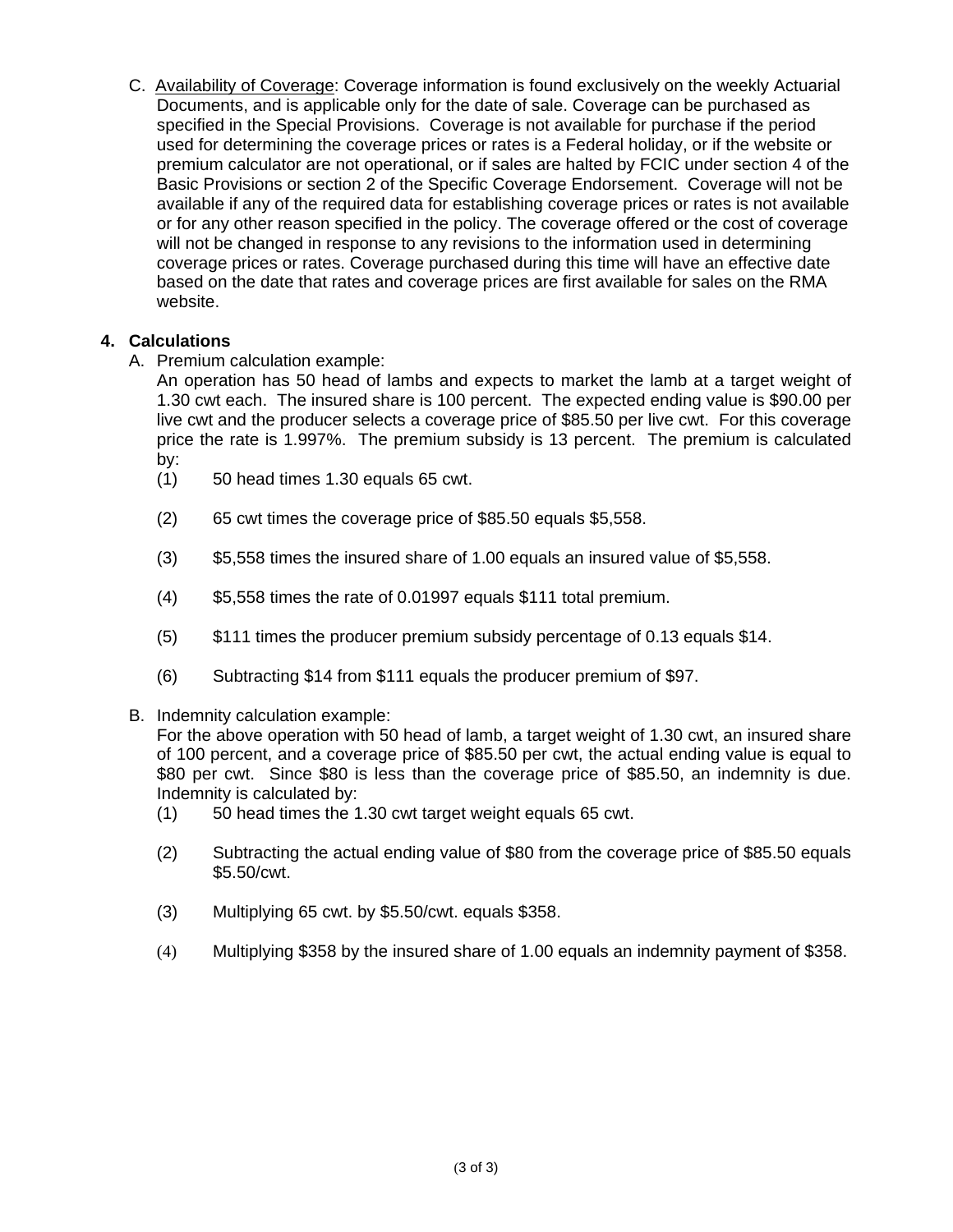C. Availability of Coverage: Coverage information is found exclusively on the weekly Actuarial Documents, and is applicable only for the date of sale. Coverage can be purchased as specified in the Special Provisions. Coverage is not available for purchase if the period used for determining the coverage prices or rates is a Federal holiday, or if the website or premium calculator are not operational, or if sales are halted by FCIC under section 4 of the Basic Provisions or section 2 of the Specific Coverage Endorsement. Coverage will not be available if any of the required data for establishing coverage prices or rates is not available or for any other reason specified in the policy. The coverage offered or the cost of coverage will not be changed in response to any revisions to the information used in determining coverage prices or rates. Coverage purchased during this time will have an effective date based on the date that rates and coverage prices are first available for sales on the RMA website.

## 4. Calculations

A. Premium calculation example:
An operation has 50 head of lambs and expects to market the lamb at a target weight of 1.30 cwt each. The insured share is 100 percent. The expected ending value is $90.00 per live cwt and the producer selects a coverage price of $85.50 per live cwt. For this coverage price the rate is 1.997%. The premium subsidy is 13 percent. The premium is calculated by:

(1) 50 head times 1.30 equals 65 cwt.

(2) 65 cwt times the coverage price of $85.50 equals $5,558.

(3) $5,558 times the insured share of 1.00 equals an insured value of $5,558.

(4) $5,558 times the rate of 0.01997 equals $111 total premium.

(5) $111 times the producer premium subsidy percentage of 0.13 equals $14.

(6) Subtracting $14 from $111 equals the producer premium of $97.

B. Indemnity calculation example:
For the above operation with 50 head of lamb, a target weight of 1.30 cwt, an insured share of 100 percent, and a coverage price of $85.50 per cwt, the actual ending value is equal to $80 per cwt. Since $80 is less than the coverage price of $85.50, an indemnity is due. Indemnity is calculated by:

(1) 50 head times the 1.30 cwt target weight equals 65 cwt.

(2) Subtracting the actual ending value of $80 from the coverage price of $85.50 equals $5.50/cwt.

(3) Multiplying 65 cwt. by $5.50/cwt. equals $358.

(4) Multiplying $358 by the insured share of 1.00 equals an indemnity payment of $358.